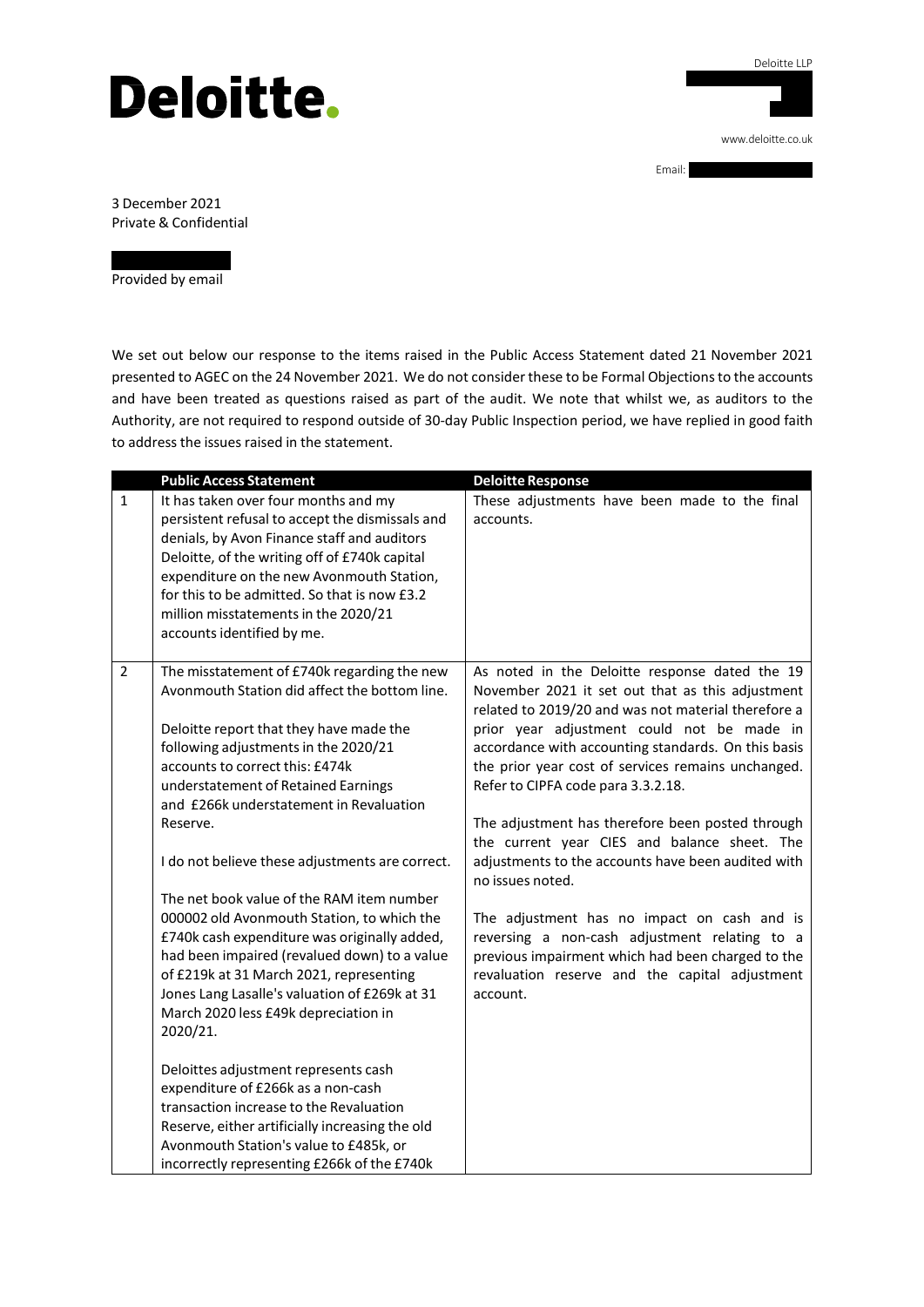# Deloitte.

Deloitte LLP

www.deloitte.co.uk

Email:

3 December 2021
Private & Confidential

Provided by email

We set out below our response to the items raised in the Public Access Statement dated 21 November 2021 presented to AGEC on the 24 November 2021. We do not consider these to be Formal Objections to the accounts and have been treated as questions raised as part of the audit. We note that whilst we, as auditors to the Authority, are not required to respond outside of 30-day Public Inspection period, we have replied in good faith to address the issues raised in the statement.

| | Public Access Statement | Deloitte Response |
|---|---|---|
| 1 | It has taken over four months and my persistent refusal to accept the dismissals and denials, by Avon Finance staff and auditors Deloitte, of the writing off of £740k capital expenditure on the new Avonmouth Station, for this to be admitted. So that is now £3.2 million misstatements in the 2020/21 accounts identified by me. | These adjustments have been made to the final accounts. |
| 2 | The misstatement of £740k regarding the new Avonmouth Station did affect the bottom line.<br><br>Deloitte report that they have made the following adjustments in the 2020/21 accounts to correct this: £474k understatement of Retained Earnings and £266k understatement in Revaluation Reserve.<br><br>I do not believe these adjustments are correct.<br><br>The net book value of the RAM item number 000002 old Avonmouth Station, to which the £740k cash expenditure was originally added, had been impaired (revalued down) to a value of £219k at 31 March 2021, representing Jones Lang Lasalle's valuation of £269k at 31 March 2020 less £49k depreciation in 2020/21.<br><br>Deloittes adjustment represents cash expenditure of £266k as a non-cash transaction increase to the Revaluation Reserve, either artificially increasing the old Avonmouth Station's value to £485k, or incorrectly representing £266k of the £740k | As noted in the Deloitte response dated the 19 November 2021 it set out that as this adjustment related to 2019/20 and was not material therefore a prior year adjustment could not be made in accordance with accounting standards. On this basis the prior year cost of services remains unchanged. Refer to CIPFA code para 3.3.2.18.<br><br>The adjustment has therefore been posted through the current year CIES and balance sheet. The adjustments to the accounts have been audited with no issues noted.<br><br>The adjustment has no impact on cash and is reversing a non-cash adjustment relating to a previous impairment which had been charged to the revaluation reserve and the capital adjustment account. |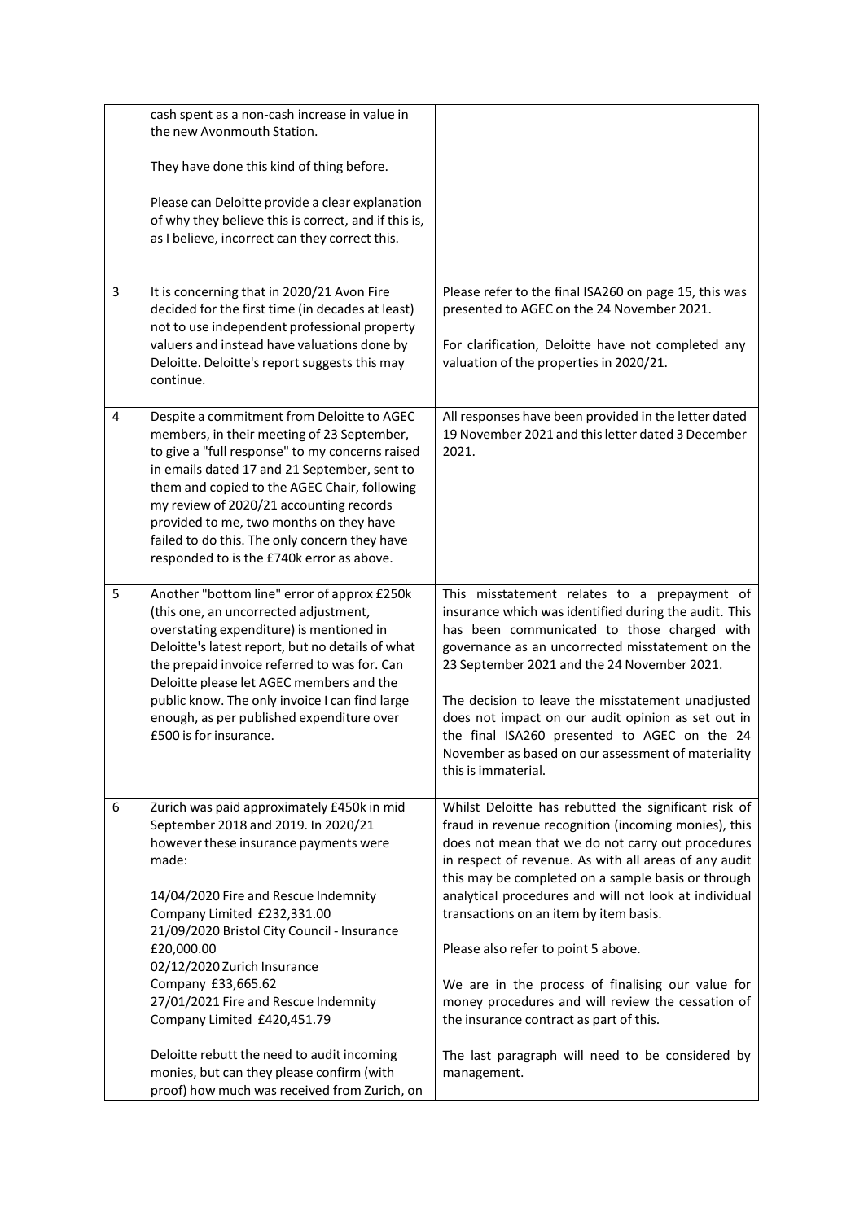| | | |
|---|---|---|
| | cash spent as a non-cash increase in value in the new Avonmouth Station.<br><br>They have done this kind of thing before.<br><br>Please can Deloitte provide a clear explanation of why they believe this is correct, and if this is, as I believe, incorrect can they correct this. | |
| 3 | It is concerning that in 2020/21 Avon Fire decided for the first time (in decades at least) not to use independent professional property valuers and instead have valuations done by Deloitte. Deloitte's report suggests this may continue. | Please refer to the final ISA260 on page 15, this was presented to AGEC on the 24 November 2021.<br><br>For clarification, Deloitte have not completed any valuation of the properties in 2020/21. |
| 4 | Despite a commitment from Deloitte to AGEC members, in their meeting of 23 September, to give a "full response" to my concerns raised in emails dated 17 and 21 September, sent to them and copied to the AGEC Chair, following my review of 2020/21 accounting records provided to me, two months on they have failed to do this. The only concern they have responded to is the £740k error as above. | All responses have been provided in the letter dated 19 November 2021 and this letter dated 3 December 2021. |
| 5 | Another "bottom line" error of approx £250k (this one, an uncorrected adjustment, overstating expenditure) is mentioned in Deloitte's latest report, but no details of what the prepaid invoice referred to was for. Can Deloitte please let AGEC members and the public know. The only invoice I can find large enough, as per published expenditure over £500 is for insurance. | This misstatement relates to a prepayment of insurance which was identified during the audit. This has been communicated to those charged with governance as an uncorrected misstatement on the 23 September 2021 and the 24 November 2021.<br><br>The decision to leave the misstatement unadjusted does not impact on our audit opinion as set out in the final ISA260 presented to AGEC on the 24 November as based on our assessment of materiality this is immaterial. |
| 6 | Zurich was paid approximately £450k in mid September 2018 and 2019. In 2020/21 however these insurance payments were made:<br><br>14/04/2020 Fire and Rescue Indemnity Company Limited £232,331.00<br>21/09/2020 Bristol City Council - Insurance £20,000.00<br>02/12/2020 Zurich Insurance Company £33,665.62<br>27/01/2021 Fire and Rescue Indemnity Company Limited £420,451.79<br><br>Deloitte rebutt the need to audit incoming monies, but can they please confirm (with proof) how much was received from Zurich, on | Whilst Deloitte has rebutted the significant risk of fraud in revenue recognition (incoming monies), this does not mean that we do not carry out procedures in respect of revenue. As with all areas of any audit this may be completed on a sample basis or through analytical procedures and will not look at individual transactions on an item by item basis.<br><br>Please also refer to point 5 above.<br><br>We are in the process of finalising our value for money procedures and will review the cessation of the insurance contract as part of this.<br><br>The last paragraph will need to be considered by management. |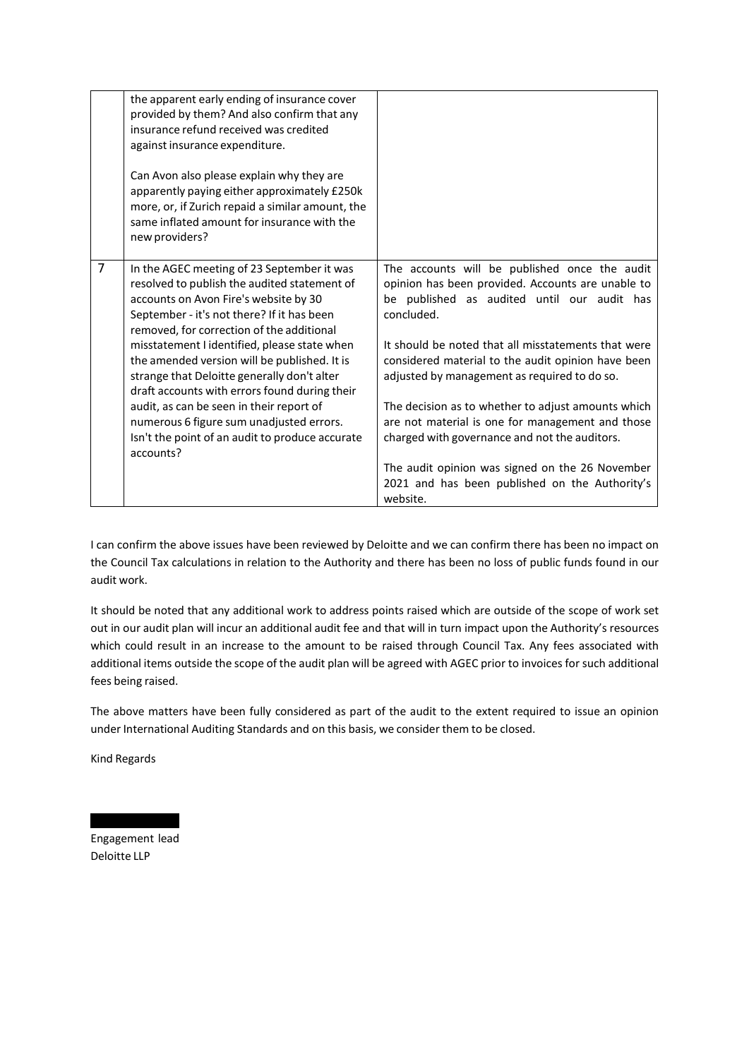| | | |
|---|---|---|
| | the apparent early ending of insurance cover provided by them? And also confirm that any insurance refund received was credited against insurance expenditure.<br><br>Can Avon also please explain why they are apparently paying either approximately £250k more, or, if Zurich repaid a similar amount, the same inflated amount for insurance with the new providers? | |
| 7 | In the AGEC meeting of 23 September it was resolved to publish the audited statement of accounts on Avon Fire's website by 30 September - it's not there? If it has been removed, for correction of the additional misstatement I identified, please state when the amended version will be published. It is strange that Deloitte generally don't alter draft accounts with errors found during their audit, as can be seen in their report of numerous 6 figure sum unadjusted errors. Isn't the point of an audit to produce accurate accounts? | The accounts will be published once the audit opinion has been provided. Accounts are unable to be published as audited until our audit has concluded.<br><br>It should be noted that all misstatements that were considered material to the audit opinion have been adjusted by management as required to do so.<br><br>The decision as to whether to adjust amounts which are not material is one for management and those charged with governance and not the auditors.<br><br>The audit opinion was signed on the 26 November 2021 and has been published on the Authority's website. |

I can confirm the above issues have been reviewed by Deloitte and we can confirm there has been no impact on the Council Tax calculations in relation to the Authority and there has been no loss of public funds found in our audit work.

It should be noted that any additional work to address points raised which are outside of the scope of work set out in our audit plan will incur an additional audit fee and that will in turn impact upon the Authority's resources which could result in an increase to the amount to be raised through Council Tax. Any fees associated with additional items outside the scope of the audit plan will be agreed with AGEC prior to invoices for such additional fees being raised.

The above matters have been fully considered as part of the audit to the extent required to issue an opinion under International Auditing Standards and on this basis, we consider them to be closed.

Kind Regards

Engagement lead
Deloitte LLP